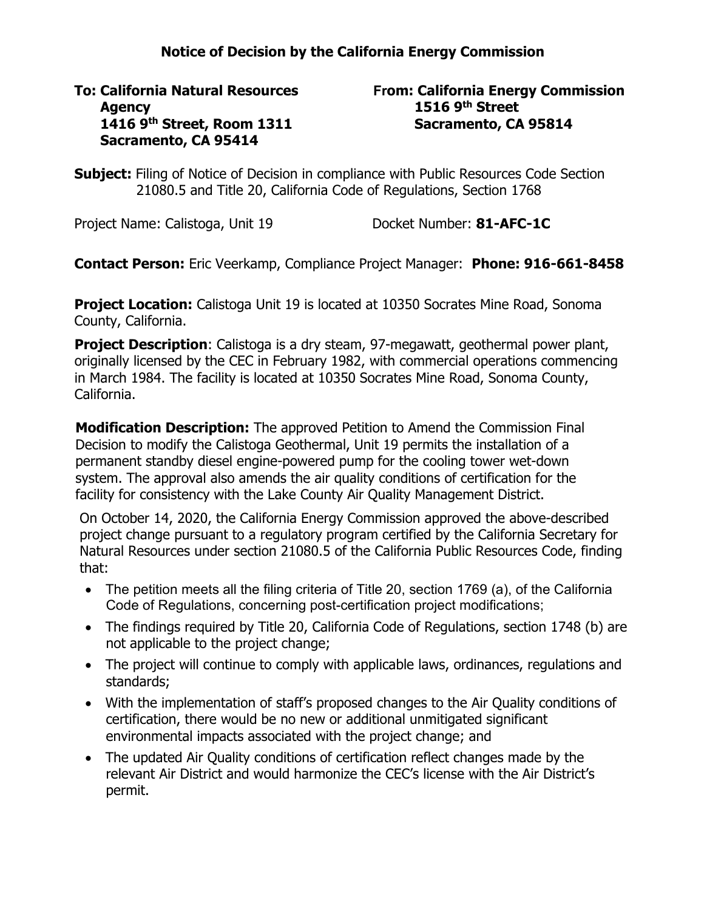# Notice of Decision by the California Energy Commission

**To: California Natural Resources Agency**
**1416 9th Street, Room 1311**
**Sacramento, CA 95414**

**From: California Energy Commission**
**1516 9th Street**
**Sacramento, CA 95814**

**Subject:** Filing of Notice of Decision in compliance with Public Resources Code Section 21080.5 and Title 20, California Code of Regulations, Section 1768

Project Name: Calistoga, Unit 19 Docket Number: **81-AFC-1C**

**Contact Person:** Eric Veerkamp, Compliance Project Manager: **Phone: 916-661-8458**

**Project Location:** Calistoga Unit 19 is located at 10350 Socrates Mine Road, Sonoma County, California.

**Project Description**: Calistoga is a dry steam, 97-megawatt, geothermal power plant, originally licensed by the CEC in February 1982, with commercial operations commencing in March 1984. The facility is located at 10350 Socrates Mine Road, Sonoma County, California.

**Modification Description:** The approved Petition to Amend the Commission Final Decision to modify the Calistoga Geothermal, Unit 19 permits the installation of a permanent standby diesel engine-powered pump for the cooling tower wet-down system. The approval also amends the air quality conditions of certification for the facility for consistency with the Lake County Air Quality Management District.

On October 14, 2020, the California Energy Commission approved the above-described project change pursuant to a regulatory program certified by the California Secretary for Natural Resources under section 21080.5 of the California Public Resources Code, finding that:

- The petition meets all the filing criteria of Title 20, section 1769 (a), of the California Code of Regulations, concerning post-certification project modifications;
- The findings required by Title 20, California Code of Regulations, section 1748 (b) are not applicable to the project change;
- The project will continue to comply with applicable laws, ordinances, regulations and standards;
- With the implementation of staff's proposed changes to the Air Quality conditions of certification, there would be no new or additional unmitigated significant environmental impacts associated with the project change; and
- The updated Air Quality conditions of certification reflect changes made by the relevant Air District and would harmonize the CEC's license with the Air District's permit.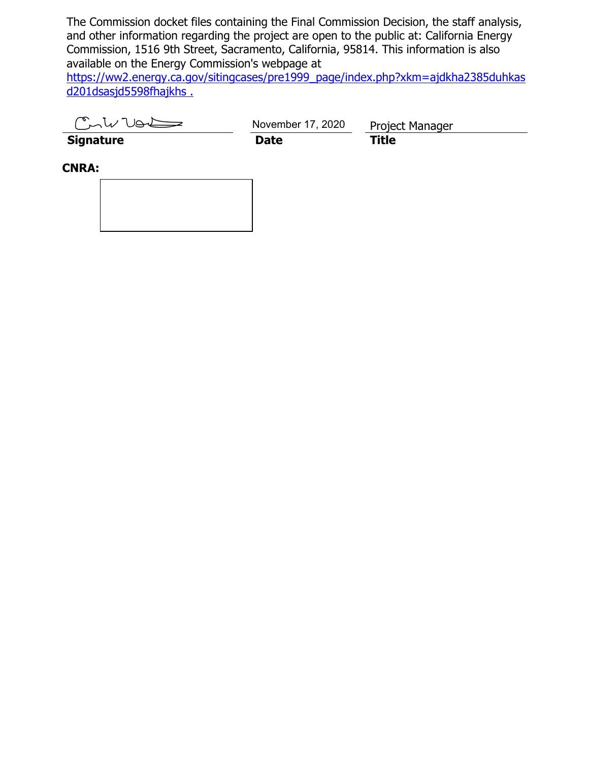The Commission docket files containing the Final Commission Decision, the staff analysis, and other information regarding the project are open to the public at: California Energy Commission, 1516 9th Street, Sacramento, California, 95814. This information is also available on the Energy Commission's webpage at [https://ww2.energy.ca.gov/sitingcases/pre1999_page/index.php?xkm=ajdkha2385duhkasd201dsasjd5598fhajkhs .](https://ww2.energy.ca.gov/sitingcases/pre1999_page/index.php?xkm=ajdkha2385duhkasd201dsasjd5598fhajkhs)

| Signature | Date | Title |
|---|---|---|
| | November 17, 2020 | Project Manager |

**CNRA:**